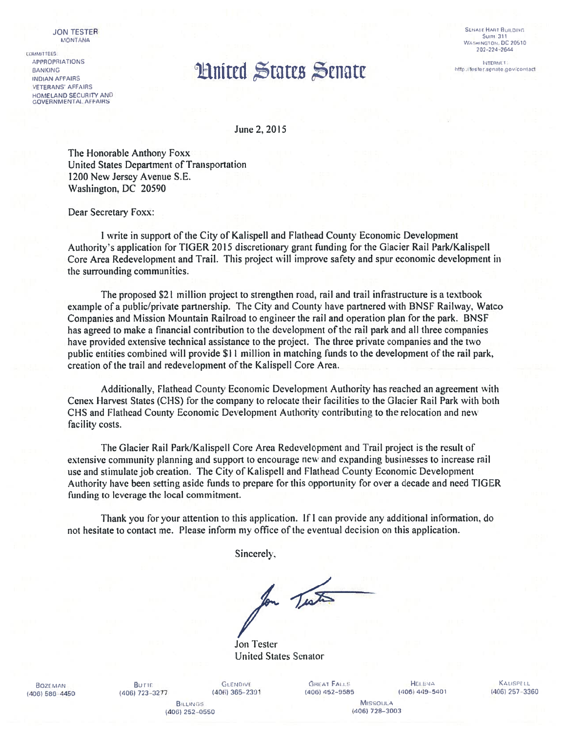JON TESTER
MONTANA

COMMITTEES:
APPROPRIATIONS
BANKING
INDIAN AFFAIRS
VETERANS' AFFAIRS
HOMELAND SECURITY AND
GOVERNMENTAL AFFAIRS

# United States Senate

SENATE HART BUILDING
SUITE 311
WASHINGTON, DC 20510
202-224-2644

INTERNET:
http://tester.senate.gov/contact

June 2, 2015

The Honorable Anthony Foxx
United States Department of Transportation
1200 New Jersey Avenue S.E.
Washington, DC 20590

Dear Secretary Foxx:

I write in support of the City of Kalispell and Flathead County Economic Development Authority's application for TIGER 2015 discretionary grant funding for the Glacier Rail Park/Kalispell Core Area Redevelopment and Trail. This project will improve safety and spur economic development in the surrounding communities.

The proposed $21 million project to strengthen road, rail and trail infrastructure is a textbook example of a public/private partnership. The City and County have partnered with BNSF Railway, Watco Companies and Mission Mountain Railroad to engineer the rail and operation plan for the park. BNSF has agreed to make a financial contribution to the development of the rail park and all three companies have provided extensive technical assistance to the project. The three private companies and the two public entities combined will provide $11 million in matching funds to the development of the rail park, creation of the trail and redevelopment of the Kalispell Core Area.

Additionally, Flathead County Economic Development Authority has reached an agreement with Cenex Harvest States (CHS) for the company to relocate their facilities to the Glacier Rail Park with both CHS and Flathead County Economic Development Authority contributing to the relocation and new facility costs.

The Glacier Rail Park/Kalispell Core Area Redevelopment and Trail project is the result of extensive community planning and support to encourage new and expanding businesses to increase rail use and stimulate job creation. The City of Kalispell and Flathead County Economic Development Authority have been setting aside funds to prepare for this opportunity for over a decade and need TIGER funding to leverage the local commitment.

Thank you for your attention to this application. If I can provide any additional information, do not hesitate to contact me. Please inform my office of the eventual decision on this application.

Sincerely,

Jon Tester
United States Senator

BOZEMAN (406) 586-4450 | BUTTE (406) 723-3277 | GLENDIVE (406) 365-2391 | GREAT FALLS (406) 452-9585 | HELENA (406) 449-5401 | KALISPELL (406) 257-3360 | BILLINGS (406) 252-0550 | MISSOULA (406) 728-3003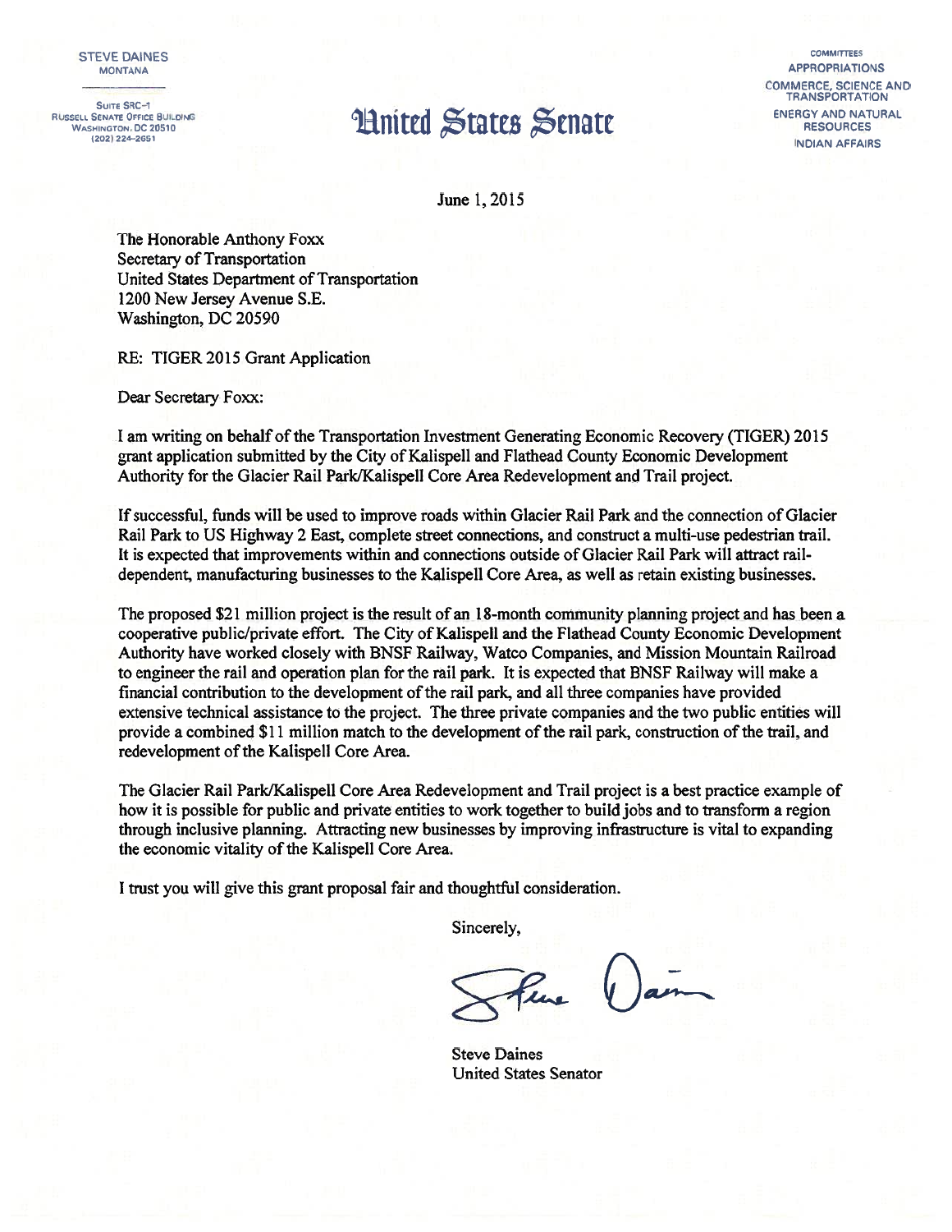STEVE DAINES
MONTANA

SUITE SRC-1
RUSSELL SENATE OFFICE BUILDING
WASHINGTON, DC 20510
(202) 224-2651

# United States Senate

COMMITTEES
APPROPRIATIONS
COMMERCE, SCIENCE AND TRANSPORTATION
ENERGY AND NATURAL RESOURCES
INDIAN AFFAIRS

June 1, 2015

The Honorable Anthony Foxx
Secretary of Transportation
United States Department of Transportation
1200 New Jersey Avenue S.E.
Washington, DC 20590

RE: TIGER 2015 Grant Application

Dear Secretary Foxx:

I am writing on behalf of the Transportation Investment Generating Economic Recovery (TIGER) 2015 grant application submitted by the City of Kalispell and Flathead County Economic Development Authority for the Glacier Rail Park/Kalispell Core Area Redevelopment and Trail project.

If successful, funds will be used to improve roads within Glacier Rail Park and the connection of Glacier Rail Park to US Highway 2 East, complete street connections, and construct a multi-use pedestrian trail. It is expected that improvements within and connections outside of Glacier Rail Park will attract rail-dependent, manufacturing businesses to the Kalispell Core Area, as well as retain existing businesses.

The proposed $21 million project is the result of an 18-month community planning project and has been a cooperative public/private effort. The City of Kalispell and the Flathead County Economic Development Authority have worked closely with BNSF Railway, Watco Companies, and Mission Mountain Railroad to engineer the rail and operation plan for the rail park. It is expected that BNSF Railway will make a financial contribution to the development of the rail park, and all three companies have provided extensive technical assistance to the project. The three private companies and the two public entities will provide a combined $11 million match to the development of the rail park, construction of the trail, and redevelopment of the Kalispell Core Area.

The Glacier Rail Park/Kalispell Core Area Redevelopment and Trail project is a best practice example of how it is possible for public and private entities to work together to build jobs and to transform a region through inclusive planning. Attracting new businesses by improving infrastructure is vital to expanding the economic vitality of the Kalispell Core Area.

I trust you will give this grant proposal fair and thoughtful consideration.

Sincerely,

Steve Daines
United States Senator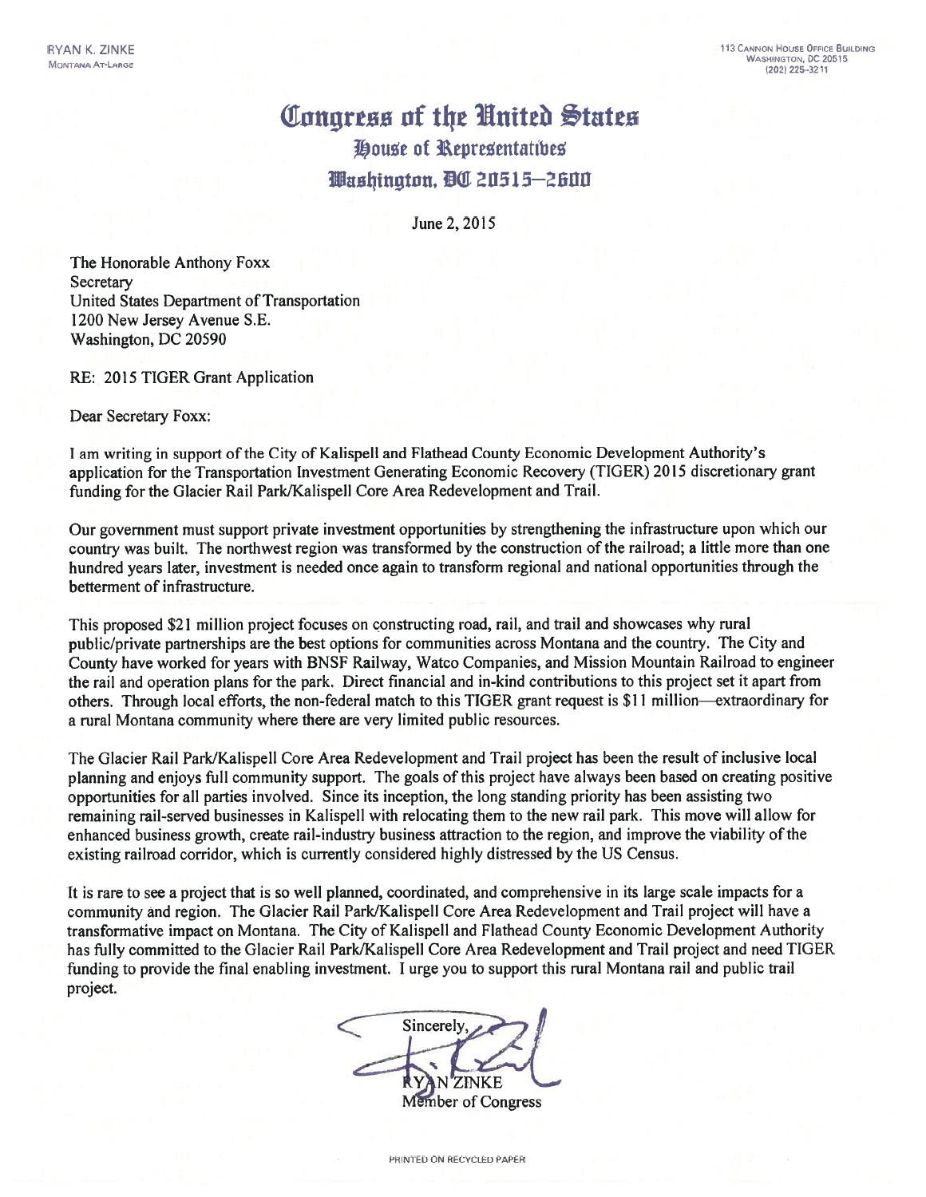RYAN K. ZINKE
MONTANA AT-LARGE

113 CANNON HOUSE OFFICE BUILDING
WASHINGTON, DC 20515
(202) 225-3211

# Congress of the United States
## House of Representatives
## Washington, DC 20515–2600

June 2, 2015

The Honorable Anthony Foxx
Secretary
United States Department of Transportation
1200 New Jersey Avenue S.E.
Washington, DC 20590

RE: 2015 TIGER Grant Application

Dear Secretary Foxx:

I am writing in support of the City of Kalispell and Flathead County Economic Development Authority's application for the Transportation Investment Generating Economic Recovery (TIGER) 2015 discretionary grant funding for the Glacier Rail Park/Kalispell Core Area Redevelopment and Trail.

Our government must support private investment opportunities by strengthening the infrastructure upon which our country was built. The northwest region was transformed by the construction of the railroad; a little more than one hundred years later, investment is needed once again to transform regional and national opportunities through the betterment of infrastructure.

This proposed $21 million project focuses on constructing road, rail, and trail and showcases why rural public/private partnerships are the best options for communities across Montana and the country. The City and County have worked for years with BNSF Railway, Watco Companies, and Mission Mountain Railroad to engineer the rail and operation plans for the park. Direct financial and in-kind contributions to this project set it apart from others. Through local efforts, the non-federal match to this TIGER grant request is $11 million—extraordinary for a rural Montana community where there are very limited public resources.

The Glacier Rail Park/Kalispell Core Area Redevelopment and Trail project has been the result of inclusive local planning and enjoys full community support. The goals of this project have always been based on creating positive opportunities for all parties involved. Since its inception, the long standing priority has been assisting two remaining rail-served businesses in Kalispell with relocating them to the new rail park. This move will allow for enhanced business growth, create rail-industry business attraction to the region, and improve the viability of the existing railroad corridor, which is currently considered highly distressed by the US Census.

It is rare to see a project that is so well planned, coordinated, and comprehensive in its large scale impacts for a community and region. The Glacier Rail Park/Kalispell Core Area Redevelopment and Trail project will have a transformative impact on Montana. The City of Kalispell and Flathead County Economic Development Authority has fully committed to the Glacier Rail Park/Kalispell Core Area Redevelopment and Trail project and need TIGER funding to provide the final enabling investment. I urge you to support this rural Montana rail and public trail project.

Sincerely,

RYAN ZINKE
Member of Congress

PRINTED ON RECYCLED PAPER